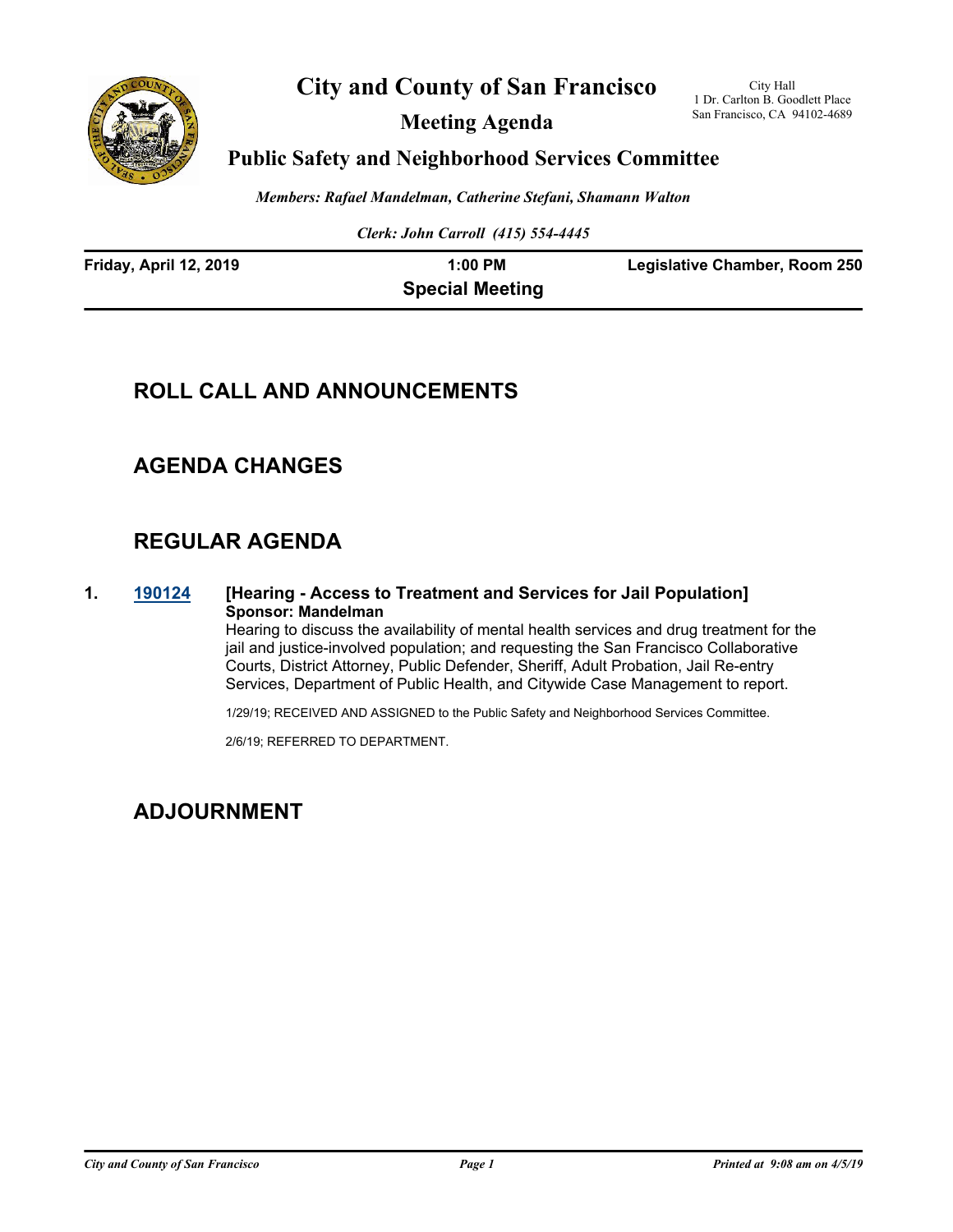# City and County of San Francisco

## Meeting Agenda

City Hall
1 Dr. Carlton B. Goodlett Place
San Francisco, CA 94102-4689

## Public Safety and Neighborhood Services Committee

*Members: Rafael Mandelman, Catherine Stefani, Shamann Walton*

*Clerk: John Carroll (415) 554-4445*

**Friday, April 12, 2019** | **1:00 PM** | **Legislative Chamber, Room 250**

**Special Meeting**

## ROLL CALL AND ANNOUNCEMENTS

## AGENDA CHANGES

## REGULAR AGENDA

**1.** **190124** **[Hearing - Access to Treatment and Services for Jail Population]**
**Sponsor: Mandelman**

Hearing to discuss the availability of mental health services and drug treatment for the jail and justice-involved population; and requesting the San Francisco Collaborative Courts, District Attorney, Public Defender, Sheriff, Adult Probation, Jail Re-entry Services, Department of Public Health, and Citywide Case Management to report.

1/29/19; RECEIVED AND ASSIGNED to the Public Safety and Neighborhood Services Committee.

2/6/19; REFERRED TO DEPARTMENT.

## ADJOURNMENT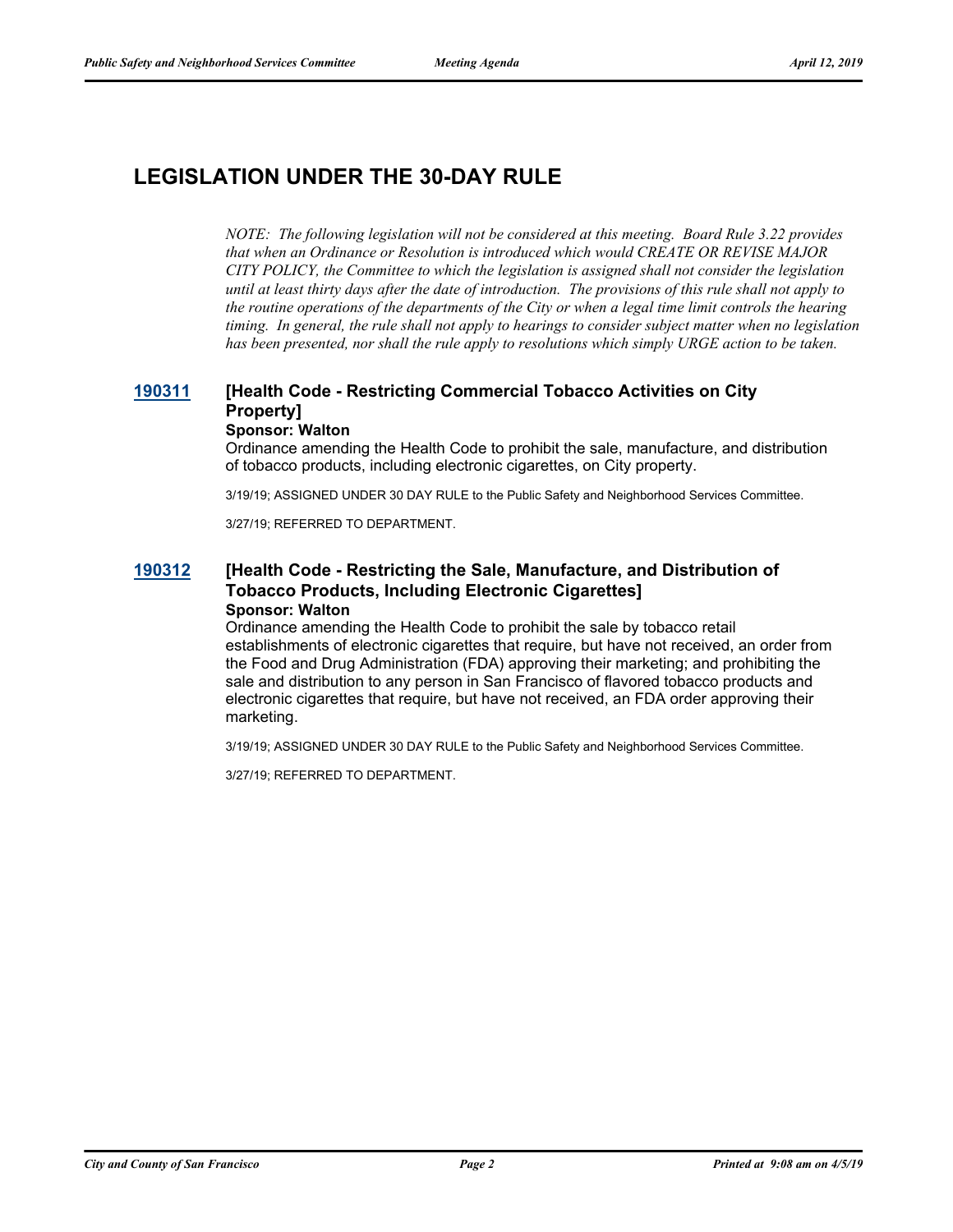# LEGISLATION UNDER THE 30-DAY RULE

*NOTE: The following legislation will not be considered at this meeting. Board Rule 3.22 provides that when an Ordinance or Resolution is introduced which would CREATE OR REVISE MAJOR CITY POLICY, the Committee to which the legislation is assigned shall not consider the legislation until at least thirty days after the date of introduction. The provisions of this rule shall not apply to the routine operations of the departments of the City or when a legal time limit controls the hearing timing. In general, the rule shall not apply to hearings to consider subject matter when no legislation has been presented, nor shall the rule apply to resolutions which simply URGE action to be taken.*

### 190311 [Health Code - Restricting Commercial Tobacco Activities on City Property]

**Sponsor: Walton**

Ordinance amending the Health Code to prohibit the sale, manufacture, and distribution of tobacco products, including electronic cigarettes, on City property.

3/19/19; ASSIGNED UNDER 30 DAY RULE to the Public Safety and Neighborhood Services Committee.

3/27/19; REFERRED TO DEPARTMENT.

### 190312 [Health Code - Restricting the Sale, Manufacture, and Distribution of Tobacco Products, Including Electronic Cigarettes]

**Sponsor: Walton**

Ordinance amending the Health Code to prohibit the sale by tobacco retail establishments of electronic cigarettes that require, but have not received, an order from the Food and Drug Administration (FDA) approving their marketing; and prohibiting the sale and distribution to any person in San Francisco of flavored tobacco products and electronic cigarettes that require, but have not received, an FDA order approving their marketing.

3/19/19; ASSIGNED UNDER 30 DAY RULE to the Public Safety and Neighborhood Services Committee.

3/27/19; REFERRED TO DEPARTMENT.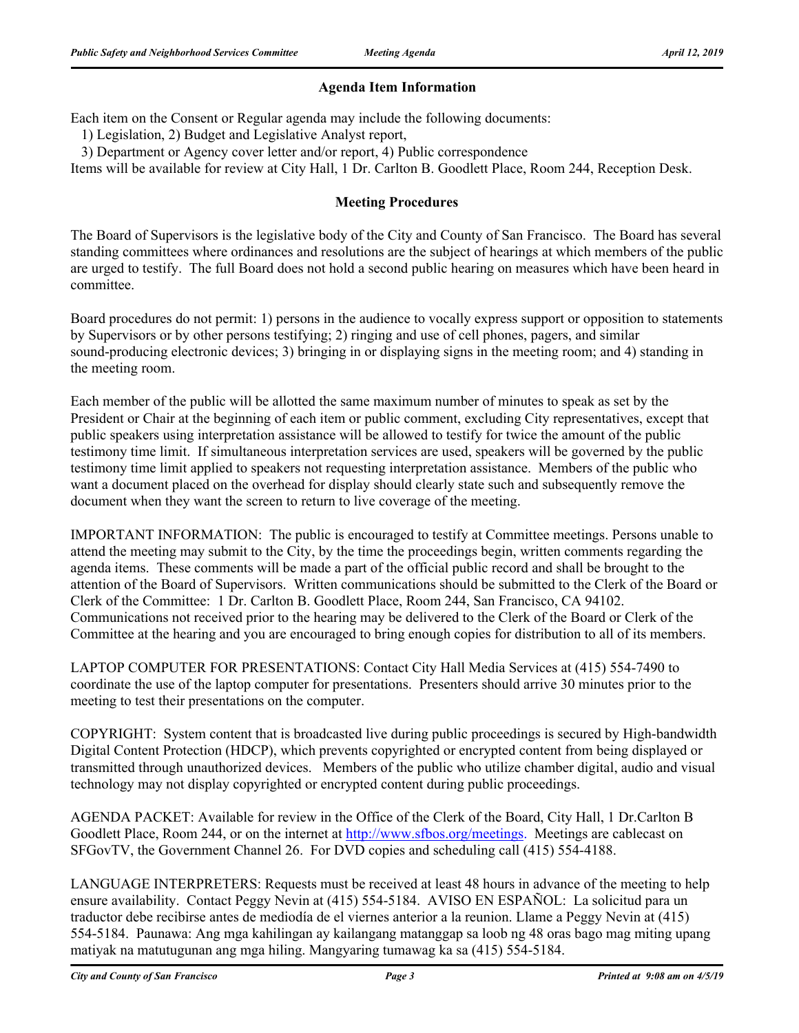## Agenda Item Information

Each item on the Consent or Regular agenda may include the following documents:
1) Legislation, 2) Budget and Legislative Analyst report,
3) Department or Agency cover letter and/or report, 4) Public correspondence
Items will be available for review at City Hall, 1 Dr. Carlton B. Goodlett Place, Room 244, Reception Desk.

## Meeting Procedures

The Board of Supervisors is the legislative body of the City and County of San Francisco. The Board has several standing committees where ordinances and resolutions are the subject of hearings at which members of the public are urged to testify. The full Board does not hold a second public hearing on measures which have been heard in committee.

Board procedures do not permit: 1) persons in the audience to vocally express support or opposition to statements by Supervisors or by other persons testifying; 2) ringing and use of cell phones, pagers, and similar sound-producing electronic devices; 3) bringing in or displaying signs in the meeting room; and 4) standing in the meeting room.

Each member of the public will be allotted the same maximum number of minutes to speak as set by the President or Chair at the beginning of each item or public comment, excluding City representatives, except that public speakers using interpretation assistance will be allowed to testify for twice the amount of the public testimony time limit. If simultaneous interpretation services are used, speakers will be governed by the public testimony time limit applied to speakers not requesting interpretation assistance. Members of the public who want a document placed on the overhead for display should clearly state such and subsequently remove the document when they want the screen to return to live coverage of the meeting.

IMPORTANT INFORMATION: The public is encouraged to testify at Committee meetings. Persons unable to attend the meeting may submit to the City, by the time the proceedings begin, written comments regarding the agenda items. These comments will be made a part of the official public record and shall be brought to the attention of the Board of Supervisors. Written communications should be submitted to the Clerk of the Board or Clerk of the Committee: 1 Dr. Carlton B. Goodlett Place, Room 244, San Francisco, CA 94102. Communications not received prior to the hearing may be delivered to the Clerk of the Board or Clerk of the Committee at the hearing and you are encouraged to bring enough copies for distribution to all of its members.

LAPTOP COMPUTER FOR PRESENTATIONS: Contact City Hall Media Services at (415) 554-7490 to coordinate the use of the laptop computer for presentations. Presenters should arrive 30 minutes prior to the meeting to test their presentations on the computer.

COPYRIGHT: System content that is broadcasted live during public proceedings is secured by High-bandwidth Digital Content Protection (HDCP), which prevents copyrighted or encrypted content from being displayed or transmitted through unauthorized devices. Members of the public who utilize chamber digital, audio and visual technology may not display copyrighted or encrypted content during public proceedings.

AGENDA PACKET: Available for review in the Office of the Clerk of the Board, City Hall, 1 Dr.Carlton B Goodlett Place, Room 244, or on the internet at http://www.sfbos.org/meetings. Meetings are cablecast on SFGovTV, the Government Channel 26. For DVD copies and scheduling call (415) 554-4188.

LANGUAGE INTERPRETERS: Requests must be received at least 48 hours in advance of the meeting to help ensure availability. Contact Peggy Nevin at (415) 554-5184. AVISO EN ESPAÑOL: La solicitud para un traductor debe recibirse antes de mediodía de el viernes anterior a la reunion. Llame a Peggy Nevin at (415) 554-5184. Paunawa: Ang mga kahilingan ay kailangang matanggap sa loob ng 48 oras bago mag miting upang matiyak na matutugunan ang mga hiling. Mangyaring tumawag ka sa (415) 554-5184.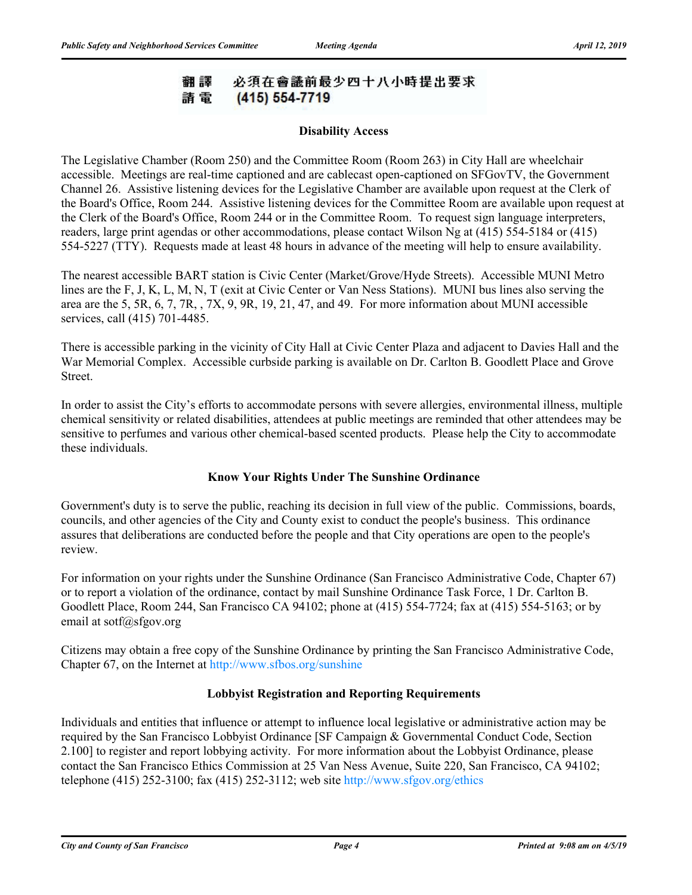翻譯　必須在會議前最少四十八小時提出要求
請電　(415) 554-7719

### Disability Access

The Legislative Chamber (Room 250) and the Committee Room (Room 263) in City Hall are wheelchair accessible. Meetings are real-time captioned and are cablecast open-captioned on SFGovTV, the Government Channel 26. Assistive listening devices for the Legislative Chamber are available upon request at the Clerk of the Board's Office, Room 244. Assistive listening devices for the Committee Room are available upon request at the Clerk of the Board's Office, Room 244 or in the Committee Room. To request sign language interpreters, readers, large print agendas or other accommodations, please contact Wilson Ng at (415) 554-5184 or (415) 554-5227 (TTY). Requests made at least 48 hours in advance of the meeting will help to ensure availability.

The nearest accessible BART station is Civic Center (Market/Grove/Hyde Streets). Accessible MUNI Metro lines are the F, J, K, L, M, N, T (exit at Civic Center or Van Ness Stations). MUNI bus lines also serving the area are the 5, 5R, 6, 7, 7R, , 7X, 9, 9R, 19, 21, 47, and 49. For more information about MUNI accessible services, call (415) 701-4485.

There is accessible parking in the vicinity of City Hall at Civic Center Plaza and adjacent to Davies Hall and the War Memorial Complex. Accessible curbside parking is available on Dr. Carlton B. Goodlett Place and Grove Street.

In order to assist the City's efforts to accommodate persons with severe allergies, environmental illness, multiple chemical sensitivity or related disabilities, attendees at public meetings are reminded that other attendees may be sensitive to perfumes and various other chemical-based scented products. Please help the City to accommodate these individuals.

### Know Your Rights Under The Sunshine Ordinance

Government's duty is to serve the public, reaching its decision in full view of the public. Commissions, boards, councils, and other agencies of the City and County exist to conduct the people's business. This ordinance assures that deliberations are conducted before the people and that City operations are open to the people's review.

For information on your rights under the Sunshine Ordinance (San Francisco Administrative Code, Chapter 67) or to report a violation of the ordinance, contact by mail Sunshine Ordinance Task Force, 1 Dr. Carlton B. Goodlett Place, Room 244, San Francisco CA 94102; phone at (415) 554-7724; fax at (415) 554-5163; or by email at sotf@sfgov.org

Citizens may obtain a free copy of the Sunshine Ordinance by printing the San Francisco Administrative Code, Chapter 67, on the Internet at http://www.sfbos.org/sunshine

### Lobbyist Registration and Reporting Requirements

Individuals and entities that influence or attempt to influence local legislative or administrative action may be required by the San Francisco Lobbyist Ordinance [SF Campaign & Governmental Conduct Code, Section 2.100] to register and report lobbying activity. For more information about the Lobbyist Ordinance, please contact the San Francisco Ethics Commission at 25 Van Ness Avenue, Suite 220, San Francisco, CA 94102; telephone (415) 252-3100; fax (415) 252-3112; web site http://www.sfgov.org/ethics